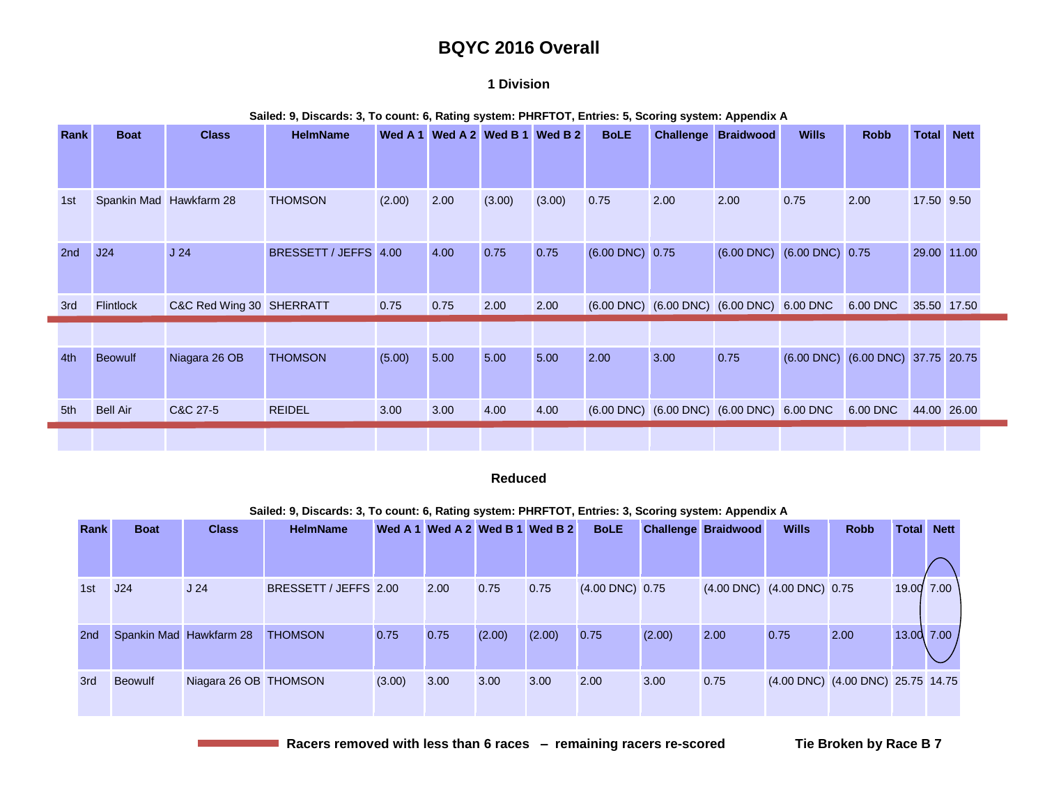# BQYC 2016 Overall

## 1 Division

**Sailed: 9, Discards: 3, To count: 6, Rating system: PHRFTOT, Entries: 5, Scoring system: Appendix A**

| Rank | Boat | Class | HelmName | Wed A 1 | Wed A 2 | Wed B 1 | Wed B 2 | BoLE | Challenge | Braidwood | Wills | Robb | Total | Nett |
|---|---|---|---|---|---|---|---|---|---|---|---|---|---|---|
| 1st | Spankin Mad | Hawkfarm 28 | THOMSON | (2.00) | 2.00 | (3.00) | (3.00) | 0.75 | 2.00 | 2.00 | 0.75 | 2.00 | 17.50 | 9.50 |
| 2nd | J24 | J 24 | BRESSETT / JEFFS | 4.00 | 4.00 | 0.75 | 0.75 | (6.00 DNC) | 0.75 | (6.00 DNC) | (6.00 DNC) | 0.75 | 29.00 | 11.00 |
| 3rd | Flintlock | C&C Red Wing 30 | SHERRATT | 0.75 | 0.75 | 2.00 | 2.00 | (6.00 DNC) | (6.00 DNC) | (6.00 DNC) | 6.00 DNC | 6.00 DNC | 35.50 | 17.50 |
| 4th | Beowulf | Niagara 26 OB | THOMSON | (5.00) | 5.00 | 5.00 | 5.00 | 2.00 | 3.00 | 0.75 | (6.00 DNC) | (6.00 DNC) | 37.75 | 20.75 |
| 5th | Bell Air | C&C 27-5 | REIDEL | 3.00 | 3.00 | 4.00 | 4.00 | (6.00 DNC) | (6.00 DNC) | (6.00 DNC) | 6.00 DNC | 6.00 DNC | 44.00 | 26.00 |

## Reduced

**Sailed: 9, Discards: 3, To count: 6, Rating system: PHRFTOT, Entries: 3, Scoring system: Appendix A**

| Rank | Boat | Class | HelmName | Wed A 1 | Wed A 2 | Wed B 1 | Wed B 2 | BoLE | Challenge | Braidwood | Wills | Robb | Total | Nett |
|---|---|---|---|---|---|---|---|---|---|---|---|---|---|---|
| 1st | J24 | J 24 | BRESSETT / JEFFS | 2.00 | 2.00 | 0.75 | 0.75 | (4.00 DNC) | 0.75 | (4.00 DNC) | (4.00 DNC) | 0.75 | 19.00 | 7.00 |
| 2nd | Spankin Mad | Hawkfarm 28 | THOMSON | 0.75 | 0.75 | (2.00) | (2.00) | 0.75 | (2.00) | 2.00 | 0.75 | 2.00 | 13.00 | 7.00 |
| 3rd | Beowulf | Niagara 26 OB | THOMSON | (3.00) | 3.00 | 3.00 | 3.00 | 2.00 | 3.00 | 0.75 | (4.00 DNC) | (4.00 DNC) | 25.75 | 14.75 |

**Racers removed with less than 6 races – remaining racers re-scored**

**Tie Broken by Race B 7**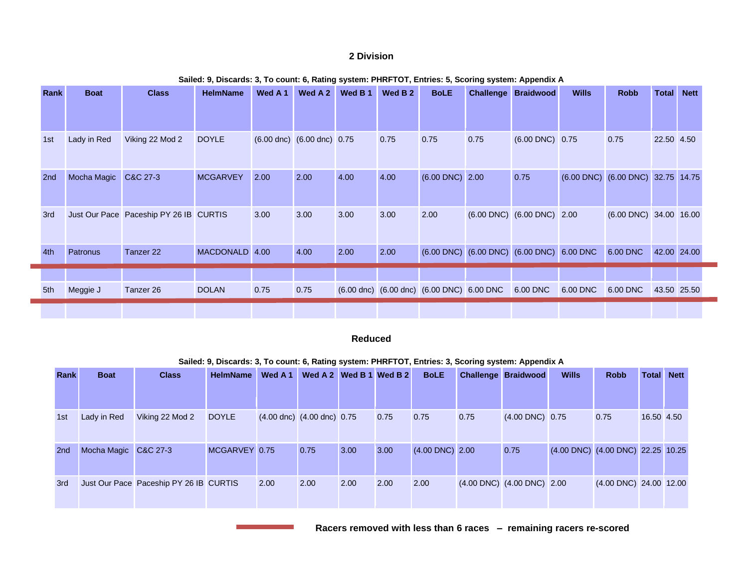## 2 Division

**Sailed: 9, Discards: 3, To count: 6, Rating system: PHRFTOT, Entries: 5, Scoring system: Appendix A**

| Rank | Boat | Class | HelmName | Wed A 1 | Wed A 2 | Wed B 1 | Wed B 2 | BoLE | Challenge | Braidwood | Wills | Robb | Total | Nett |
|---|---|---|---|---|---|---|---|---|---|---|---|---|---|---|
| 1st | Lady in Red | Viking 22 Mod 2 | DOYLE | (6.00 dnc) | (6.00 dnc) | 0.75 | 0.75 | 0.75 | 0.75 | (6.00 DNC) | 0.75 | 0.75 | 22.50 | 4.50 |
| 2nd | Mocha Magic | C&C 27-3 | MCGARVEY | 2.00 | 2.00 | 4.00 | 4.00 | (6.00 DNC) | 2.00 | 0.75 | (6.00 DNC) | (6.00 DNC) | 32.75 | 14.75 |
| 3rd | Just Our Pace | Paceship PY 26 IB | CURTIS | 3.00 | 3.00 | 3.00 | 3.00 | 2.00 | (6.00 DNC) | (6.00 DNC) | 2.00 | (6.00 DNC) | 34.00 | 16.00 |
| 4th | Patronus | Tanzer 22 | MACDONALD | 4.00 | 4.00 | 2.00 | 2.00 | (6.00 DNC) | (6.00 DNC) | (6.00 DNC) | 6.00 DNC | 6.00 DNC | 42.00 | 24.00 |
| 5th | Meggie J | Tanzer 26 | DOLAN | 0.75 | 0.75 | (6.00 dnc) | (6.00 dnc) | (6.00 DNC) | 6.00 DNC | 6.00 DNC | 6.00 DNC | 6.00 DNC | 43.50 | 25.50 |

## Reduced

**Sailed: 9, Discards: 3, To count: 6, Rating system: PHRFTOT, Entries: 3, Scoring system: Appendix A**

| Rank | Boat | Class | HelmName | Wed A 1 | Wed A 2 | Wed B 1 | Wed B 2 | BoLE | Challenge | Braidwood | Wills | Robb | Total | Nett |
|---|---|---|---|---|---|---|---|---|---|---|---|---|---|---|
| 1st | Lady in Red | Viking 22 Mod 2 | DOYLE | (4.00 dnc) | (4.00 dnc) | 0.75 | 0.75 | 0.75 | 0.75 | (4.00 DNC) | 0.75 | 0.75 | 16.50 | 4.50 |
| 2nd | Mocha Magic | C&C 27-3 | MCGARVEY | 0.75 | 0.75 | 3.00 | 3.00 | (4.00 DNC) | 2.00 | 0.75 | (4.00 DNC) | (4.00 DNC) | 22.25 | 10.25 |
| 3rd | Just Our Pace | Paceship PY 26 IB | CURTIS | 2.00 | 2.00 | 2.00 | 2.00 | 2.00 | (4.00 DNC) | (4.00 DNC) | 2.00 | (4.00 DNC) | 24.00 | 12.00 |

**Racers removed with less than 6 races – remaining racers re-scored**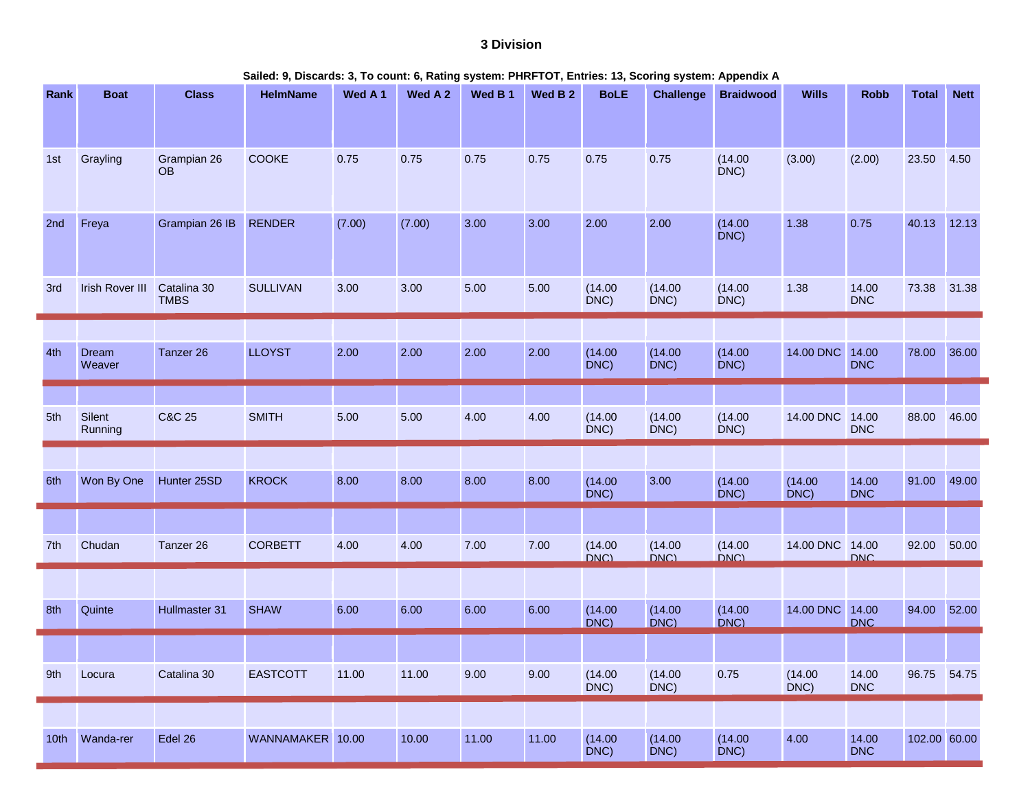### 3 Division

**Sailed: 9, Discards: 3, To count: 6, Rating system: PHRFTOT, Entries: 13, Scoring system: Appendix A**

| Rank | Boat | Class | HelmName | Wed A 1 | Wed A 2 | Wed B 1 | Wed B 2 | BoLE | Challenge | Braidwood | Wills | Robb | Total | Nett |
|---|---|---|---|---|---|---|---|---|---|---|---|---|---|---|
| 1st | Grayling | Grampian 26 OB | COOKE | 0.75 | 0.75 | 0.75 | 0.75 | 0.75 | 0.75 | (14.00 DNC) | (3.00) | (2.00) | 23.50 | 4.50 |
| 2nd | Freya | Grampian 26 IB | RENDER | (7.00) | (7.00) | 3.00 | 3.00 | 2.00 | 2.00 | (14.00 DNC) | 1.38 | 0.75 | 40.13 | 12.13 |
| 3rd | Irish Rover III | Catalina 30 TMBS | SULLIVAN | 3.00 | 3.00 | 5.00 | 5.00 | (14.00 DNC) | (14.00 DNC) | (14.00 DNC) | 1.38 | 14.00 DNC | 73.38 | 31.38 |
| 4th | Dream Weaver | Tanzer 26 | LLOYST | 2.00 | 2.00 | 2.00 | 2.00 | (14.00 DNC) | (14.00 DNC) | (14.00 DNC) | 14.00 DNC | 14.00 DNC | 78.00 | 36.00 |
| 5th | Silent Running | C&C 25 | SMITH | 5.00 | 5.00 | 4.00 | 4.00 | (14.00 DNC) | (14.00 DNC) | (14.00 DNC) | 14.00 DNC | 14.00 DNC | 88.00 | 46.00 |
| 6th | Won By One | Hunter 25SD | KROCK | 8.00 | 8.00 | 8.00 | 8.00 | (14.00 DNC) | 3.00 | (14.00 DNC) | (14.00 DNC) | 14.00 DNC | 91.00 | 49.00 |
| 7th | Chudan | Tanzer 26 | CORBETT | 4.00 | 4.00 | 7.00 | 7.00 | (14.00 DNC) | (14.00 DNC) | (14.00 DNC) | 14.00 DNC | 14.00 DNC | 92.00 | 50.00 |
| 8th | Quinte | Hullmaster 31 | SHAW | 6.00 | 6.00 | 6.00 | 6.00 | (14.00 DNC) | (14.00 DNC) | (14.00 DNC) | 14.00 DNC | 14.00 DNC | 94.00 | 52.00 |
| 9th | Locura | Catalina 30 | EASTCOTT | 11.00 | 11.00 | 9.00 | 9.00 | (14.00 DNC) | (14.00 DNC) | 0.75 | (14.00 DNC) | 14.00 DNC | 96.75 | 54.75 |
| 10th | Wanda-rer | Edel 26 | WANNAMAKER | 10.00 | 10.00 | 11.00 | 11.00 | (14.00 DNC) | (14.00 DNC) | (14.00 DNC) | 4.00 | 14.00 DNC | 102.00 | 60.00 |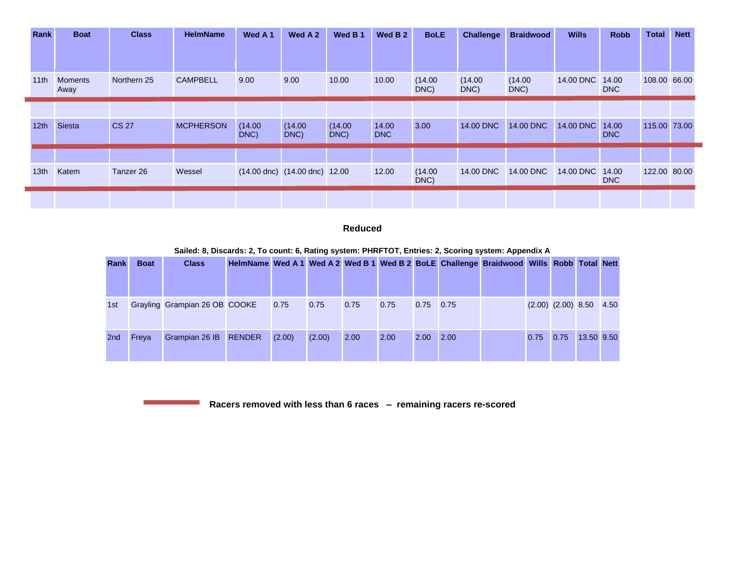| Rank | Boat | Class | HelmName | Wed A 1 | Wed A 2 | Wed B 1 | Wed B 2 | BoLE | Challenge | Braidwood | Wills | Robb | Total | Nett |
|---|---|---|---|---|---|---|---|---|---|---|---|---|---|---|
| 11th | Moments Away | Northern 25 | CAMPBELL | 9.00 | 9.00 | 10.00 | 10.00 | (14.00 DNC) | (14.00 DNC) | (14.00 DNC) | 14.00 DNC | 14.00 DNC | 108.00 | 66.00 |
| | | | | | | | | | | | | | | |
| 12th | Siesta | CS 27 | MCPHERSON | (14.00 DNC) | (14.00 DNC) | (14.00 DNC) | 14.00 DNC | 3.00 | 14.00 DNC | 14.00 DNC | 14.00 DNC | 14.00 DNC | 115.00 | 73.00 |
| | | | | | | | | | | | | | | |
| 13th | Katem | Tanzer 26 | Wessel | (14.00 dnc) | (14.00 dnc) | 12.00 | 12.00 | (14.00 DNC) | 14.00 DNC | 14.00 DNC | 14.00 DNC | 14.00 DNC | 122.00 | 80.00 |
| | | | | | | | | | | | | | | |

**Reduced**

**Sailed: 8, Discards: 2, To count: 6, Rating system: PHRFTOT, Entries: 2, Scoring system: Appendix A**

| Rank | Boat | Class | HelmName | Wed A 1 | Wed A 2 | Wed B 1 | Wed B 2 | BoLE | Challenge | Braidwood | Wills | Robb | Total | Nett |
|---|---|---|---|---|---|---|---|---|---|---|---|---|---|---|
| 1st | Grayling | Grampian 26 OB | COOKE | 0.75 | 0.75 | 0.75 | 0.75 | 0.75 | 0.75 | | (2.00) | (2.00) | 8.50 | 4.50 |
| 2nd | Freya | Grampian 26 IB | RENDER | (2.00) | (2.00) | 2.00 | 2.00 | 2.00 | 2.00 | | 0.75 | 0.75 | 13.50 | 9.50 |

**Racers removed with less than 6 races – remaining racers re-scored**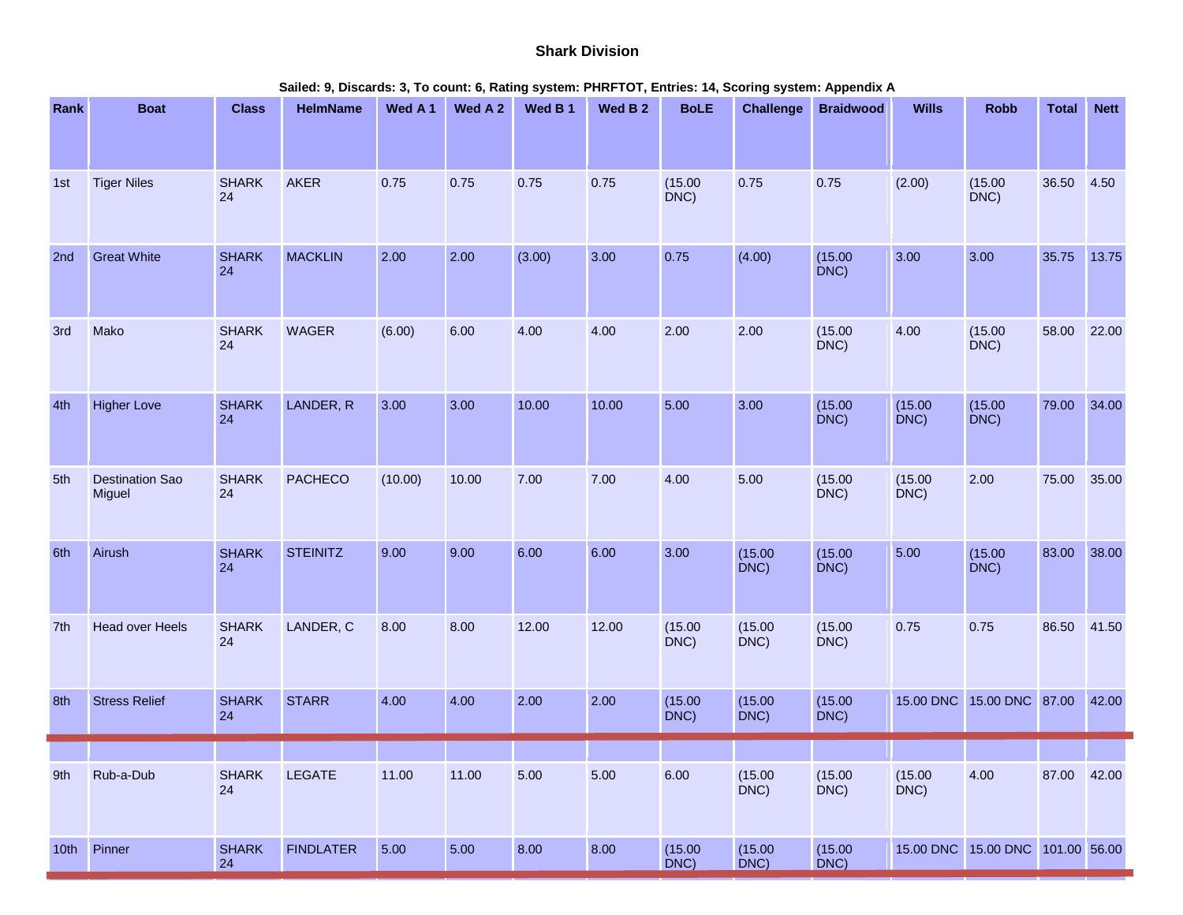### Shark Division

**Sailed: 9, Discards: 3, To count: 6, Rating system: PHRFTOT, Entries: 14, Scoring system: Appendix A**

| Rank | Boat | Class | HelmName | Wed A 1 | Wed A 2 | Wed B 1 | Wed B 2 | BoLE | Challenge | Braidwood | Wills | Robb | Total | Nett |
|---|---|---|---|---|---|---|---|---|---|---|---|---|---|---|
| 1st | Tiger Niles | SHARK 24 | AKER | 0.75 | 0.75 | 0.75 | 0.75 | (15.00 DNC) | 0.75 | 0.75 | (2.00) | (15.00 DNC) | 36.50 | 4.50 |
| 2nd | Great White | SHARK 24 | MACKLIN | 2.00 | 2.00 | (3.00) | 3.00 | 0.75 | (4.00) | (15.00 DNC) | 3.00 | 3.00 | 35.75 | 13.75 |
| 3rd | Mako | SHARK 24 | WAGER | (6.00) | 6.00 | 4.00 | 4.00 | 2.00 | 2.00 | (15.00 DNC) | 4.00 | (15.00 DNC) | 58.00 | 22.00 |
| 4th | Higher Love | SHARK 24 | LANDER, R | 3.00 | 3.00 | 10.00 | 10.00 | 5.00 | 3.00 | (15.00 DNC) | (15.00 DNC) | (15.00 DNC) | 79.00 | 34.00 |
| 5th | Destination Sao Miguel | SHARK 24 | PACHECO | (10.00) | 10.00 | 7.00 | 7.00 | 4.00 | 5.00 | (15.00 DNC) | (15.00 DNC) | 2.00 | 75.00 | 35.00 |
| 6th | Airush | SHARK 24 | STEINITZ | 9.00 | 9.00 | 6.00 | 6.00 | 3.00 | (15.00 DNC) | (15.00 DNC) | 5.00 | (15.00 DNC) | 83.00 | 38.00 |
| 7th | Head over Heels | SHARK 24 | LANDER, C | 8.00 | 8.00 | 12.00 | 12.00 | (15.00 DNC) | (15.00 DNC) | (15.00 DNC) | 0.75 | 0.75 | 86.50 | 41.50 |
| 8th | Stress Relief | SHARK 24 | STARR | 4.00 | 4.00 | 2.00 | 2.00 | (15.00 DNC) | (15.00 DNC) | (15.00 DNC) | 15.00 DNC | 15.00 DNC | 87.00 | 42.00 |
| 9th | Rub-a-Dub | SHARK 24 | LEGATE | 11.00 | 11.00 | 5.00 | 5.00 | 6.00 | (15.00 DNC) | (15.00 DNC) | (15.00 DNC) | 4.00 | 87.00 | 42.00 |
| 10th | Pinner | SHARK 24 | FINDLATER | 5.00 | 5.00 | 8.00 | 8.00 | (15.00 DNC) | (15.00 DNC) | (15.00 DNC) | 15.00 DNC | 15.00 DNC | 101.00 | 56.00 |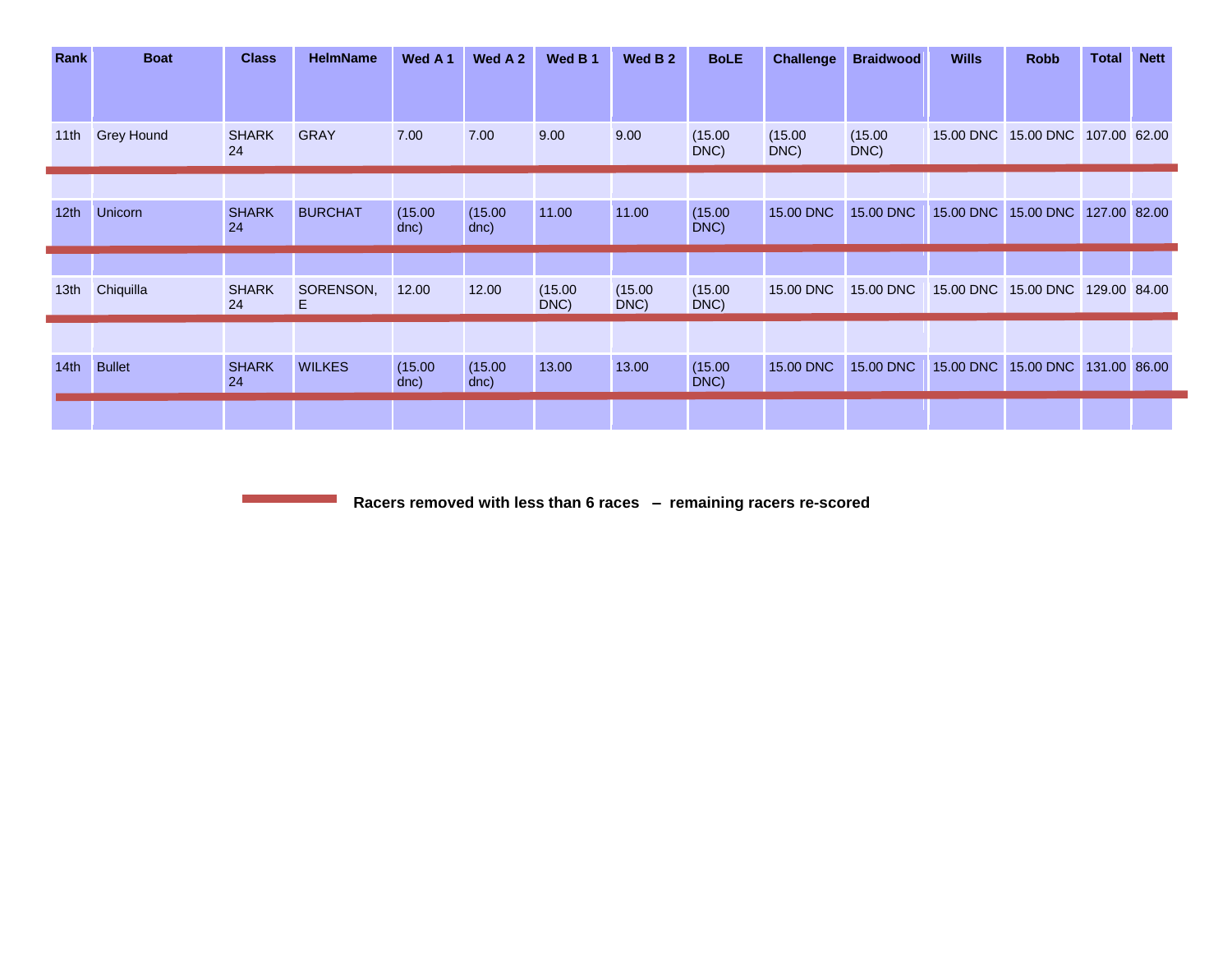| Rank | Boat | Class | HelmName | Wed A 1 | Wed A 2 | Wed B 1 | Wed B 2 | BoLE | Challenge | Braidwood | Wills | Robb | Total | Nett |
|---|---|---|---|---|---|---|---|---|---|---|---|---|---|---|
| 11th | Grey Hound | SHARK 24 | GRAY | 7.00 | 7.00 | 9.00 | 9.00 | (15.00 DNC) | (15.00 DNC) | (15.00 DNC) | 15.00 DNC | 15.00 DNC | 107.00 | 62.00 |
| 12th | Unicorn | SHARK 24 | BURCHAT | (15.00 dnc) | (15.00 dnc) | 11.00 | 11.00 | (15.00 DNC) | 15.00 DNC | 15.00 DNC | 15.00 DNC | 15.00 DNC | 127.00 | 82.00 |
| 13th | Chiquilla | SHARK 24 | SORENSON, E | 12.00 | 12.00 | (15.00 DNC) | (15.00 DNC) | (15.00 DNC) | 15.00 DNC | 15.00 DNC | 15.00 DNC | 15.00 DNC | 129.00 | 84.00 |
| 14th | Bullet | SHARK 24 | WILKES | (15.00 dnc) | (15.00 dnc) | 13.00 | 13.00 | (15.00 DNC) | 15.00 DNC | 15.00 DNC | 15.00 DNC | 15.00 DNC | 131.00 | 86.00 |

**Racers removed with less than 6 races – remaining racers re-scored**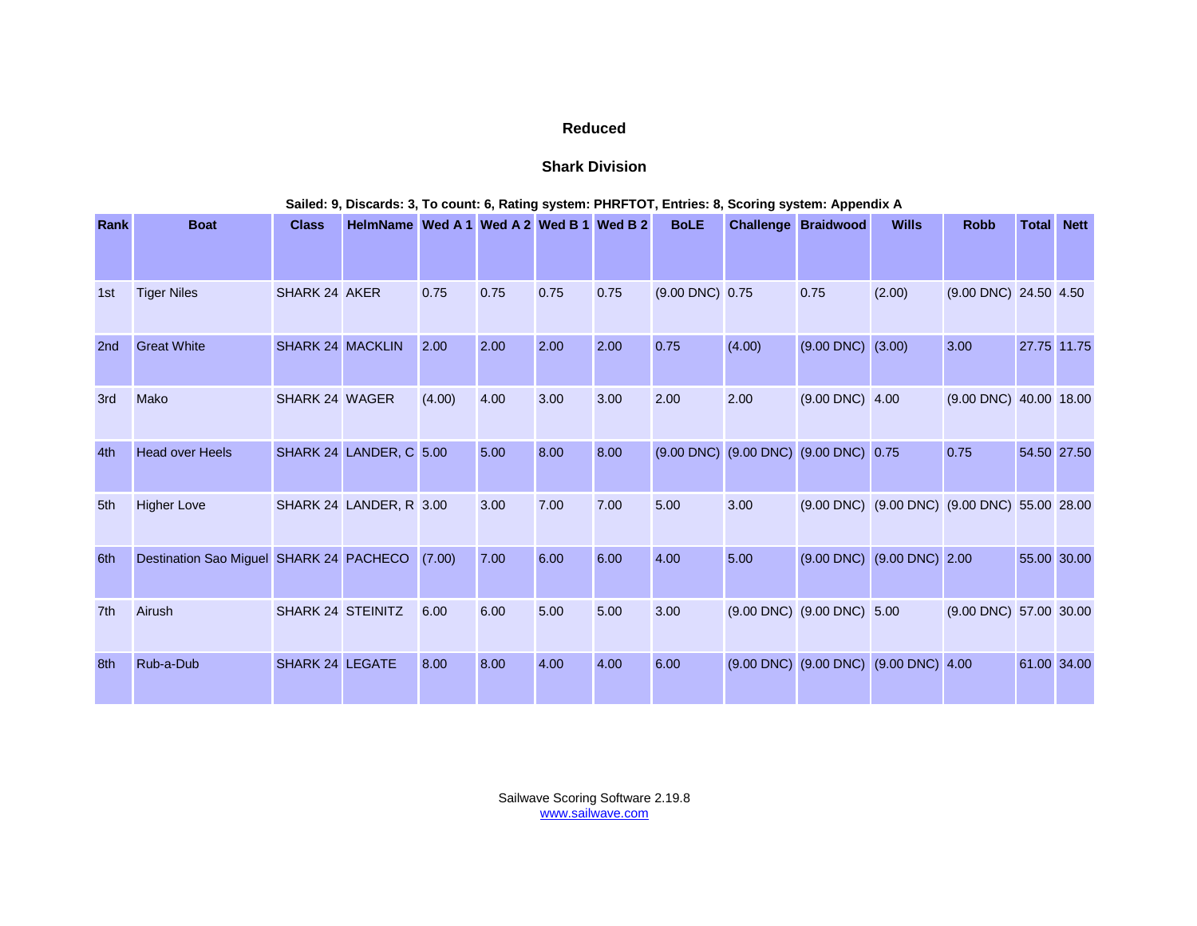## Reduced

### Shark Division

**Sailed: 9, Discards: 3, To count: 6, Rating system: PHRFTOT, Entries: 8, Scoring system: Appendix A**

| Rank | Boat | Class | HelmName | Wed A 1 | Wed A 2 | Wed B 1 | Wed B 2 | BoLE | Challenge | Braidwood | Wills | Robb | Total | Nett |
|---|---|---|---|---|---|---|---|---|---|---|---|---|---|---|
| 1st | Tiger Niles | SHARK 24 | AKER | 0.75 | 0.75 | 0.75 | 0.75 | (9.00 DNC) | 0.75 | 0.75 | (2.00) | (9.00 DNC) | 24.50 | 4.50 |
| 2nd | Great White | SHARK 24 | MACKLIN | 2.00 | 2.00 | 2.00 | 2.00 | 0.75 | (4.00) | (9.00 DNC) | (3.00) | 3.00 | 27.75 | 11.75 |
| 3rd | Mako | SHARK 24 | WAGER | (4.00) | 4.00 | 3.00 | 3.00 | 2.00 | 2.00 | (9.00 DNC) | 4.00 | (9.00 DNC) | 40.00 | 18.00 |
| 4th | Head over Heels | SHARK 24 | LANDER, C | 5.00 | 5.00 | 8.00 | 8.00 | (9.00 DNC) | (9.00 DNC) | (9.00 DNC) | 0.75 | 0.75 | 54.50 | 27.50 |
| 5th | Higher Love | SHARK 24 | LANDER, R | 3.00 | 3.00 | 7.00 | 7.00 | 5.00 | 3.00 | (9.00 DNC) | (9.00 DNC) | (9.00 DNC) | 55.00 | 28.00 |
| 6th | Destination Sao Miguel | SHARK 24 | PACHECO | (7.00) | 7.00 | 6.00 | 6.00 | 4.00 | 5.00 | (9.00 DNC) | (9.00 DNC) | 2.00 | 55.00 | 30.00 |
| 7th | Airush | SHARK 24 | STEINITZ | 6.00 | 6.00 | 5.00 | 5.00 | 3.00 | (9.00 DNC) | (9.00 DNC) | 5.00 | (9.00 DNC) | 57.00 | 30.00 |
| 8th | Rub-a-Dub | SHARK 24 | LEGATE | 8.00 | 8.00 | 4.00 | 4.00 | 6.00 | (9.00 DNC) | (9.00 DNC) | (9.00 DNC) | 4.00 | 61.00 | 34.00 |

Sailwave Scoring Software 2.19.8
www.sailwave.com